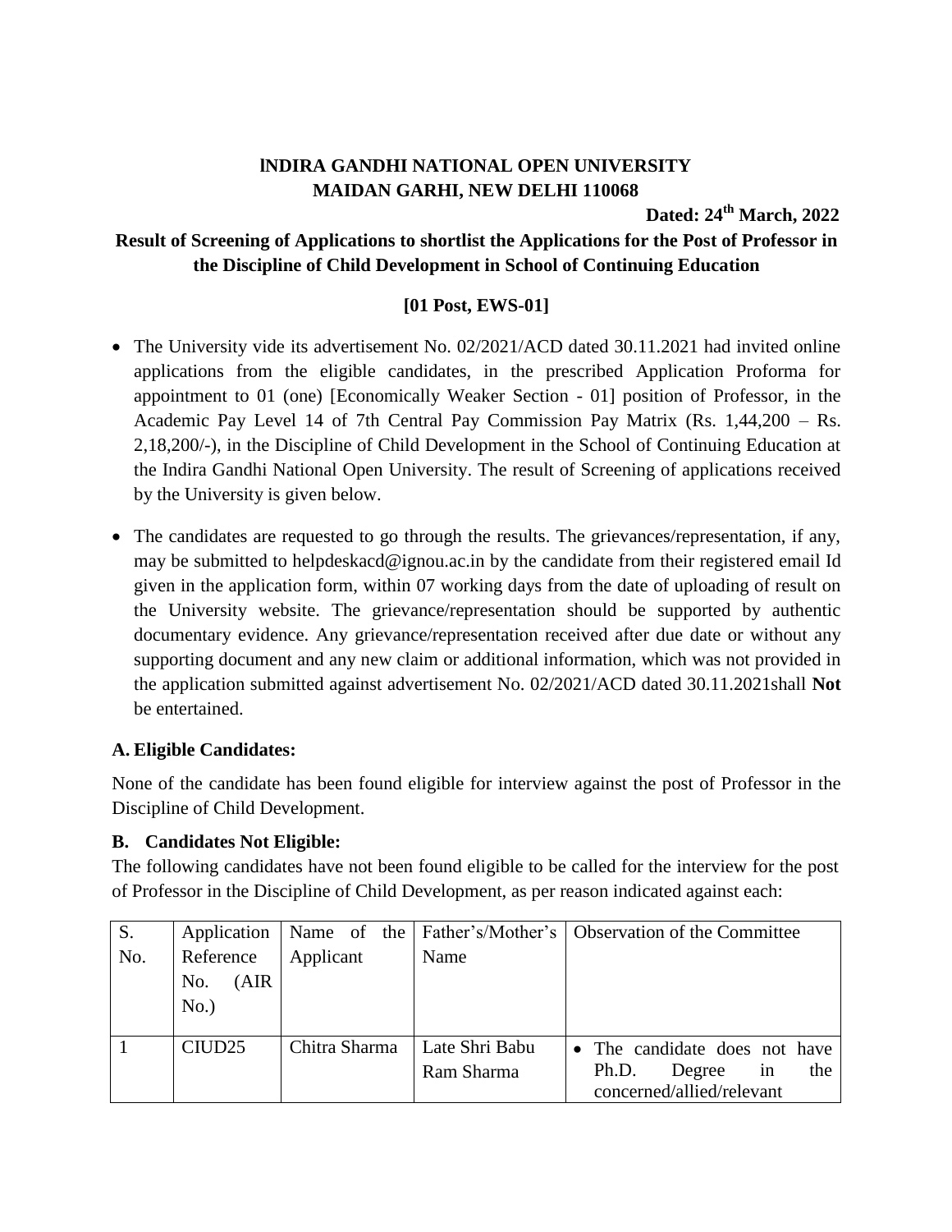**lNDIRA GANDHI NATIONAL OPEN UNIVERSITY**
**MAIDAN GARHI, NEW DELHI 110068**

**Dated: 24th March, 2022**

**Result of Screening of Applications to shortlist the Applications for the Post of Professor in the Discipline of Child Development in School of Continuing Education**

**[01 Post, EWS-01]**

- The University vide its advertisement No. 02/2021/ACD dated 30.11.2021 had invited online applications from the eligible candidates, in the prescribed Application Proforma for appointment to 01 (one) [Economically Weaker Section - 01] position of Professor, in the Academic Pay Level 14 of 7th Central Pay Commission Pay Matrix (Rs. 1,44,200 – Rs. 2,18,200/-), in the Discipline of Child Development in the School of Continuing Education at the Indira Gandhi National Open University. The result of Screening of applications received by the University is given below.

- The candidates are requested to go through the results. The grievances/representation, if any, may be submitted to helpdeskacd@ignou.ac.in by the candidate from their registered email Id given in the application form, within 07 working days from the date of uploading of result on the University website. The grievance/representation should be supported by authentic documentary evidence. Any grievance/representation received after due date or without any supporting document and any new claim or additional information, which was not provided in the application submitted against advertisement No. 02/2021/ACD dated 30.11.2021shall **Not** be entertained.

**A. Eligible Candidates:**

None of the candidate has been found eligible for interview against the post of Professor in the Discipline of Child Development.

**B. Candidates Not Eligible:**

The following candidates have not been found eligible to be called for the interview for the post of Professor in the Discipline of Child Development, as per reason indicated against each:

| S. No. | Application Reference No. (AIR No.) | Name of the Applicant | Father's/Mother's Name | Observation of the Committee |
|---|---|---|---|---|
| 1 | CIUD25 | Chitra Sharma | Late Shri Babu Ram Sharma | • The candidate does not have Ph.D. Degree in the concerned/allied/relevant |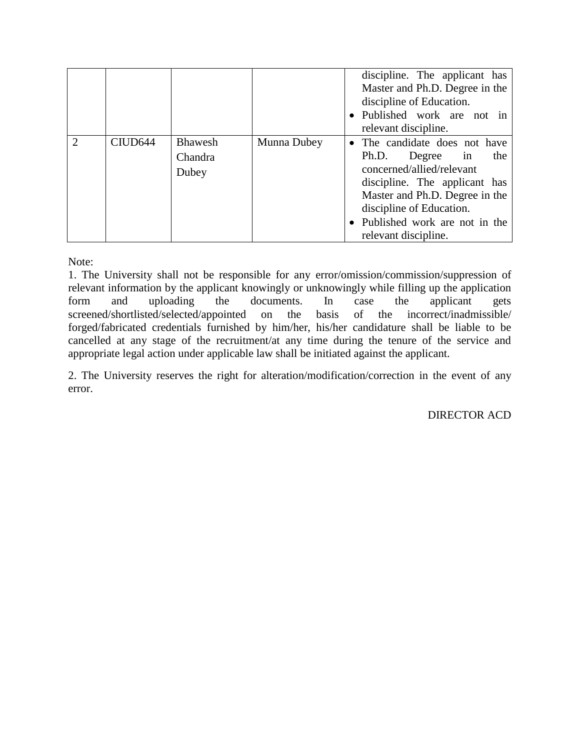| | | | | |
|---|---|---|---|---|
| | | | | discipline. The applicant has Master and Ph.D. Degree in the discipline of Education.<br>• Published work are not in relevant discipline. |
| 2 | CIUD644 | Bhawesh Chandra Dubey | Munna Dubey | • The candidate does not have Ph.D. Degree in the concerned/allied/relevant discipline. The applicant has Master and Ph.D. Degree in the discipline of Education.<br>• Published work are not in the relevant discipline. |

Note:

1. The University shall not be responsible for any error/omission/commission/suppression of relevant information by the applicant knowingly or unknowingly while filling up the application form and uploading the documents. In case the applicant gets screened/shortlisted/selected/appointed on the basis of the incorrect/inadmissible/ forged/fabricated credentials furnished by him/her, his/her candidature shall be liable to be cancelled at any stage of the recruitment/at any time during the tenure of the service and appropriate legal action under applicable law shall be initiated against the applicant.

2. The University reserves the right for alteration/modification/correction in the event of any error.

DIRECTOR ACD